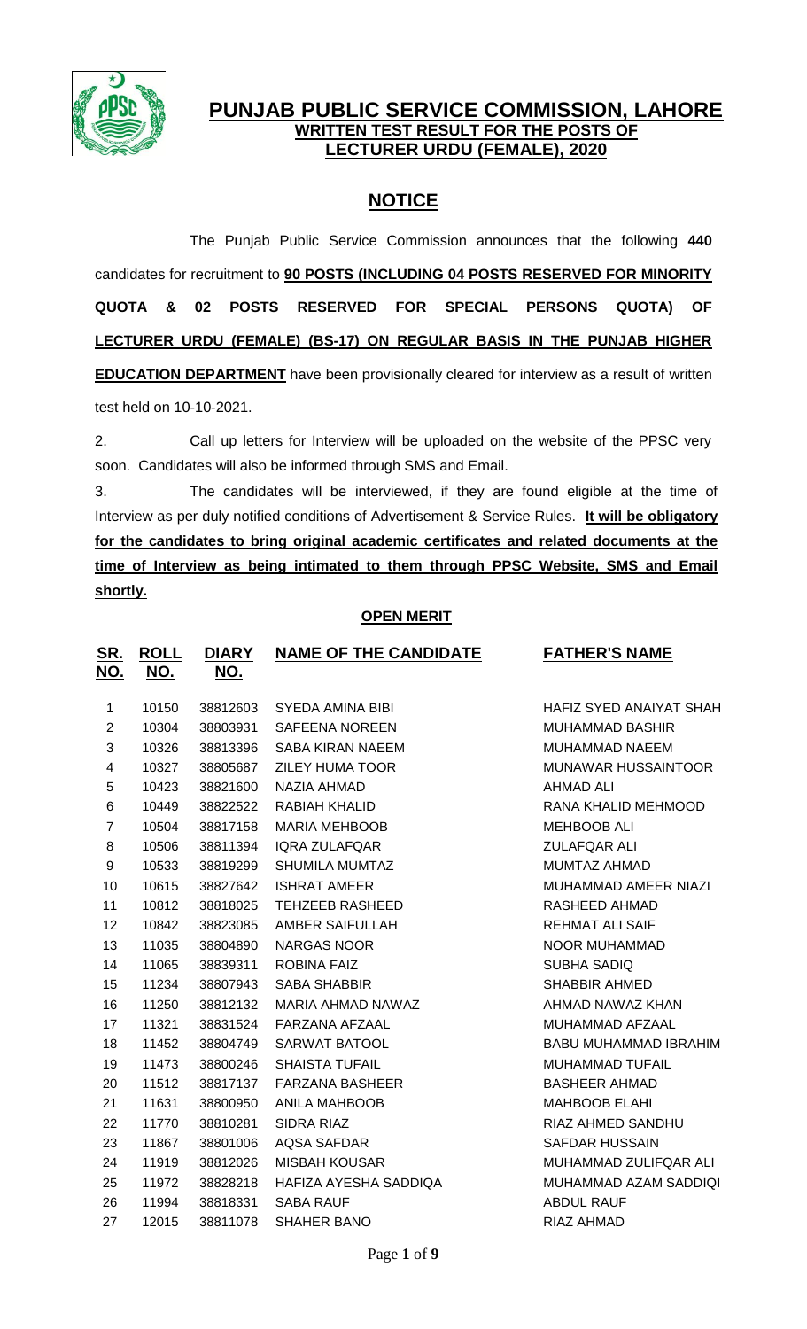# PUNJAB PUBLIC SERVICE COMMISSION, LAHORE

## WRITTEN TEST RESULT FOR THE POSTS OF LECTURER URDU (FEMALE), 2020

## NOTICE

The Punjab Public Service Commission announces that the following **440** candidates for recruitment to **90 POSTS (INCLUDING 04 POSTS RESERVED FOR MINORITY QUOTA & 02 POSTS RESERVED FOR SPECIAL PERSONS QUOTA) OF LECTURER URDU (FEMALE) (BS-17) ON REGULAR BASIS IN THE PUNJAB HIGHER EDUCATION DEPARTMENT** have been provisionally cleared for interview as a result of written test held on 10-10-2021.

2. Call up letters for Interview will be uploaded on the website of the PPSC very soon. Candidates will also be informed through SMS and Email.

3. The candidates will be interviewed, if they are found eligible at the time of Interview as per duly notified conditions of Advertisement & Service Rules. **It will be obligatory for the candidates to bring original academic certificates and related documents at the time of Interview as being intimated to them through PPSC Website, SMS and Email shortly.**

### OPEN MERIT

| SR. NO. | ROLL NO. | DIARY NO. | NAME OF THE CANDIDATE | FATHER'S NAME |
|---|---|---|---|---|
| 1 | 10150 | 38812603 | SYEDA AMINA BIBI | HAFIZ SYED ANAIYAT SHAH |
| 2 | 10304 | 38803931 | SAFEENA NOREEN | MUHAMMAD BASHIR |
| 3 | 10326 | 38813396 | SABA KIRAN NAEEM | MUHAMMAD NAEEM |
| 4 | 10327 | 38805687 | ZILEY HUMA TOOR | MUNAWAR HUSSAINTOOR |
| 5 | 10423 | 38821600 | NAZIA AHMAD | AHMAD ALI |
| 6 | 10449 | 38822522 | RABIAH KHALID | RANA KHALID MEHMOOD |
| 7 | 10504 | 38817158 | MARIA MEHBOOB | MEHBOOB ALI |
| 8 | 10506 | 38811394 | IQRA ZULAFQAR | ZULAFQAR ALI |
| 9 | 10533 | 38819299 | SHUMILA MUMTAZ | MUMTAZ AHMAD |
| 10 | 10615 | 38827642 | ISHRAT AMEER | MUHAMMAD AMEER NIAZI |
| 11 | 10812 | 38818025 | TEHZEEB RASHEED | RASHEED AHMAD |
| 12 | 10842 | 38823085 | AMBER SAIFULLAH | REHMAT ALI SAIF |
| 13 | 11035 | 38804890 | NARGAS NOOR | NOOR MUHAMMAD |
| 14 | 11065 | 38839311 | ROBINA FAIZ | SUBHA SADIQ |
| 15 | 11234 | 38807943 | SABA SHABBIR | SHABBIR AHMED |
| 16 | 11250 | 38812132 | MARIA AHMAD NAWAZ | AHMAD NAWAZ KHAN |
| 17 | 11321 | 38831524 | FARZANA AFZAAL | MUHAMMAD AFZAAL |
| 18 | 11452 | 38804749 | SARWAT BATOOL | BABU MUHAMMAD IBRAHIM |
| 19 | 11473 | 38800246 | SHAISTA TUFAIL | MUHAMMAD TUFAIL |
| 20 | 11512 | 38817137 | FARZANA BASHEER | BASHEER AHMAD |
| 21 | 11631 | 38800950 | ANILA MAHBOOB | MAHBOOB ELAHI |
| 22 | 11770 | 38810281 | SIDRA RIAZ | RIAZ AHMED SANDHU |
| 23 | 11867 | 38801006 | AQSA SAFDAR | SAFDAR HUSSAIN |
| 24 | 11919 | 38812026 | MISBAH KOUSAR | MUHAMMAD ZULIFQAR ALI |
| 25 | 11972 | 38828218 | HAFIZA AYESHA SADDIQA | MUHAMMAD AZAM SADDIQI |
| 26 | 11994 | 38818331 | SABA RAUF | ABDUL RAUF |
| 27 | 12015 | 38811078 | SHAHER BANO | RIAZ AHMAD |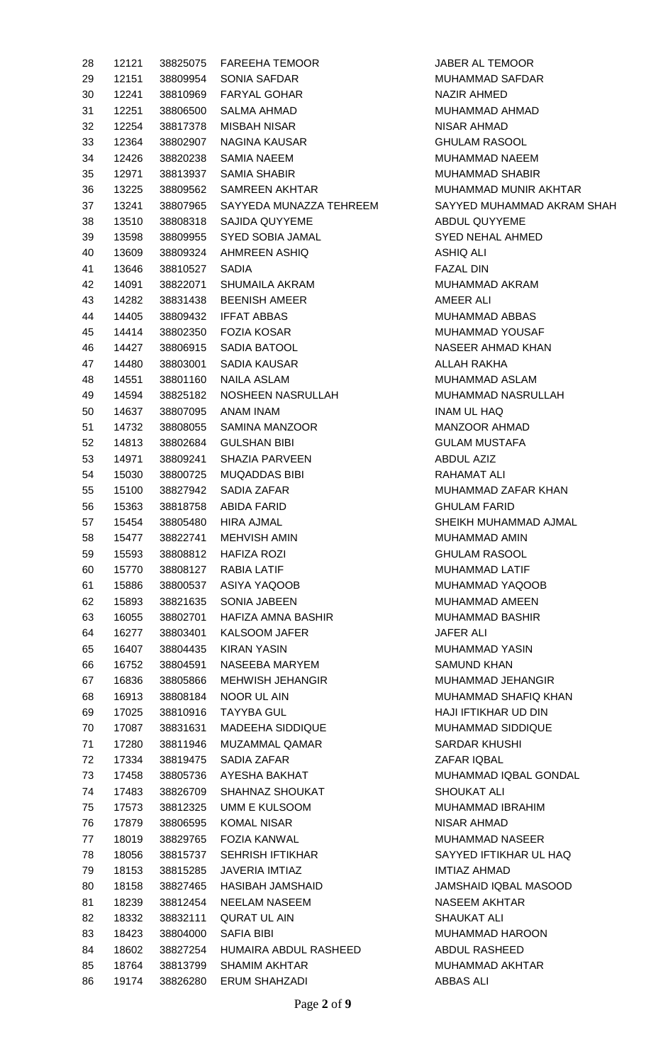| | | | | |
|---|---|---|---|---|
| 28 | 12121 | 38825075 | FAREEHA TEMOOR | JABER AL TEMOOR |
| 29 | 12151 | 38809954 | SONIA SAFDAR | MUHAMMAD SAFDAR |
| 30 | 12241 | 38810969 | FARYAL GOHAR | NAZIR AHMED |
| 31 | 12251 | 38806500 | SALMA AHMAD | MUHAMMAD AHMAD |
| 32 | 12254 | 38817378 | MISBAH NISAR | NISAR AHMAD |
| 33 | 12364 | 38802907 | NAGINA KAUSAR | GHULAM RASOOL |
| 34 | 12426 | 38820238 | SAMIA NAEEM | MUHAMMAD NAEEM |
| 35 | 12971 | 38813937 | SAMIA SHABIR | MUHAMMAD SHABIR |
| 36 | 13225 | 38809562 | SAMREEN AKHTAR | MUHAMMAD MUNIR AKHTAR |
| 37 | 13241 | 38807965 | SAYYEDA MUNAZZA TEHREEM | SAYYED MUHAMMAD AKRAM SHAH |
| 38 | 13510 | 38808318 | SAJIDA QUYYEME | ABDUL QUYYEME |
| 39 | 13598 | 38809955 | SYED SOBIA JAMAL | SYED NEHAL AHMED |
| 40 | 13609 | 38809324 | AHMREEN ASHIQ | ASHIQ ALI |
| 41 | 13646 | 38810527 | SADIA | FAZAL DIN |
| 42 | 14091 | 38822071 | SHUMAILA AKRAM | MUHAMMAD AKRAM |
| 43 | 14282 | 38831438 | BEENISH AMEER | AMEER ALI |
| 44 | 14405 | 38809432 | IFFAT ABBAS | MUHAMMAD ABBAS |
| 45 | 14414 | 38802350 | FOZIA KOSAR | MUHAMMAD YOUSAF |
| 46 | 14427 | 38806915 | SADIA BATOOL | NASEER AHMAD KHAN |
| 47 | 14480 | 38803001 | SADIA KAUSAR | ALLAH RAKHA |
| 48 | 14551 | 38801160 | NAILA ASLAM | MUHAMMAD ASLAM |
| 49 | 14594 | 38825182 | NOSHEEN NASRULLAH | MUHAMMAD NASRULLAH |
| 50 | 14637 | 38807095 | ANAM INAM | INAM UL HAQ |
| 51 | 14732 | 38808055 | SAMINA MANZOOR | MANZOOR AHMAD |
| 52 | 14813 | 38802684 | GULSHAN BIBI | GULAM MUSTAFA |
| 53 | 14971 | 38809241 | SHAZIA PARVEEN | ABDUL AZIZ |
| 54 | 15030 | 38800725 | MUQADDAS BIBI | RAHAMAT ALI |
| 55 | 15100 | 38827942 | SADIA ZAFAR | MUHAMMAD ZAFAR KHAN |
| 56 | 15363 | 38818758 | ABIDA FARID | GHULAM FARID |
| 57 | 15454 | 38805480 | HIRA AJMAL | SHEIKH MUHAMMAD AJMAL |
| 58 | 15477 | 38822741 | MEHVISH AMIN | MUHAMMAD AMIN |
| 59 | 15593 | 38808812 | HAFIZA ROZI | GHULAM RASOOL |
| 60 | 15770 | 38808127 | RABIA LATIF | MUHAMMAD LATIF |
| 61 | 15886 | 38800537 | ASIYA YAQOOB | MUHAMMAD YAQOOB |
| 62 | 15893 | 38821635 | SONIA JABEEN | MUHAMMAD AMEEN |
| 63 | 16055 | 38802701 | HAFIZA AMNA BASHIR | MUHAMMAD BASHIR |
| 64 | 16277 | 38803401 | KALSOOM JAFER | JAFER ALI |
| 65 | 16407 | 38804435 | KIRAN YASIN | MUHAMMAD YASIN |
| 66 | 16752 | 38804591 | NASEEBA MARYEM | SAMUND KHAN |
| 67 | 16836 | 38805866 | MEHWISH JEHANGIR | MUHAMMAD JEHANGIR |
| 68 | 16913 | 38808184 | NOOR UL AIN | MUHAMMAD SHAFIQ KHAN |
| 69 | 17025 | 38810916 | TAYYBA GUL | HAJI IFTIKHAR UD DIN |
| 70 | 17087 | 38831631 | MADEEHA SIDDIQUE | MUHAMMAD SIDDIQUE |
| 71 | 17280 | 38811946 | MUZAMMAL QAMAR | SARDAR KHUSHI |
| 72 | 17334 | 38819475 | SADIA ZAFAR | ZAFAR IQBAL |
| 73 | 17458 | 38805736 | AYESHA BAKHAT | MUHAMMAD IQBAL GONDAL |
| 74 | 17483 | 38826709 | SHAHNAZ SHOUKAT | SHOUKAT ALI |
| 75 | 17573 | 38812325 | UMM E KULSOOM | MUHAMMAD IBRAHIM |
| 76 | 17879 | 38806595 | KOMAL NISAR | NISAR AHMAD |
| 77 | 18019 | 38829765 | FOZIA KANWAL | MUHAMMAD NASEER |
| 78 | 18056 | 38815737 | SEHRISH IFTIKHAR | SAYYED IFTIKHAR UL HAQ |
| 79 | 18153 | 38815285 | JAVERIA IMTIAZ | IMTIAZ AHMAD |
| 80 | 18158 | 38827465 | HASIBAH JAMSHAID | JAMSHAID IQBAL MASOOD |
| 81 | 18239 | 38812454 | NEELAM NASEEM | NASEEM AKHTAR |
| 82 | 18332 | 38832111 | QURAT UL AIN | SHAUKAT ALI |
| 83 | 18423 | 38804000 | SAFIA BIBI | MUHAMMAD HAROON |
| 84 | 18602 | 38827254 | HUMAIRA ABDUL RASHEED | ABDUL RASHEED |
| 85 | 18764 | 38813799 | SHAMIM AKHTAR | MUHAMMAD AKHTAR |
| 86 | 19174 | 38826280 | ERUM SHAHZADI | ABBAS ALI |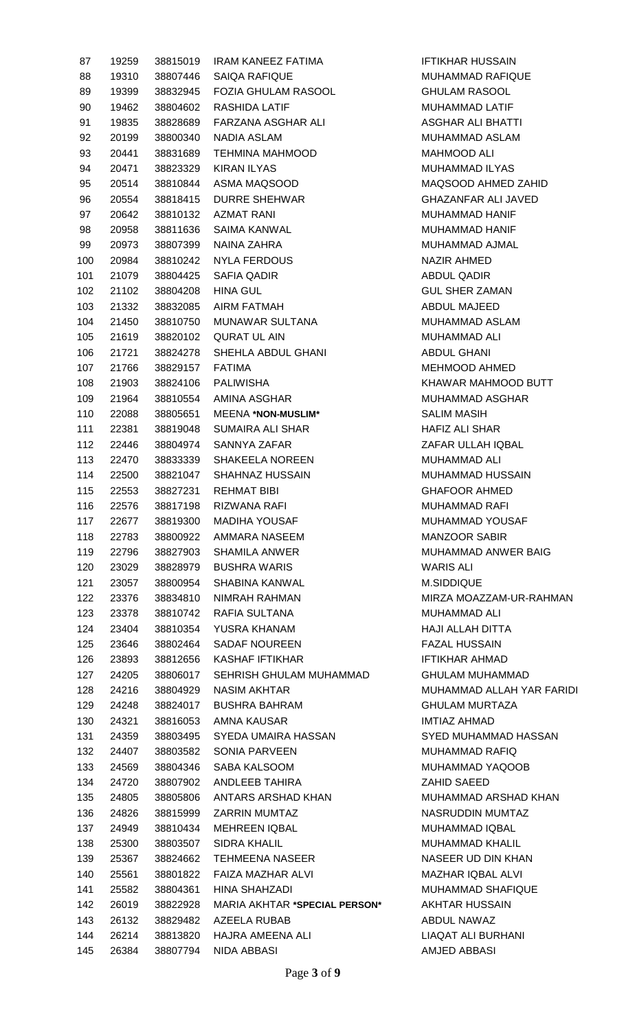| | | | | |
|---|---|---|---|---|
| 87 | 19259 | 38815019 | IRAM KANEEZ FATIMA | IFTIKHAR HUSSAIN |
| 88 | 19310 | 38807446 | SAIQA RAFIQUE | MUHAMMAD RAFIQUE |
| 89 | 19399 | 38832945 | FOZIA GHULAM RASOOL | GHULAM RASOOL |
| 90 | 19462 | 38804602 | RASHIDA LATIF | MUHAMMAD LATIF |
| 91 | 19835 | 38828689 | FARZANA ASGHAR ALI | ASGHAR ALI BHATTI |
| 92 | 20199 | 38800340 | NADIA ASLAM | MUHAMMAD ASLAM |
| 93 | 20441 | 38831689 | TEHMINA MAHMOOD | MAHMOOD ALI |
| 94 | 20471 | 38823329 | KIRAN ILYAS | MUHAMMAD ILYAS |
| 95 | 20514 | 38810844 | ASMA MAQSOOD | MAQSOOD AHMED ZAHID |
| 96 | 20554 | 38818415 | DURRE SHEHWAR | GHAZANFAR ALI JAVED |
| 97 | 20642 | 38810132 | AZMAT RANI | MUHAMMAD HANIF |
| 98 | 20958 | 38811636 | SAIMA KANWAL | MUHAMMAD HANIF |
| 99 | 20973 | 38807399 | NAINA ZAHRA | MUHAMMAD AJMAL |
| 100 | 20984 | 38810242 | NYLA FERDOUS | NAZIR AHMED |
| 101 | 21079 | 38804425 | SAFIA QADIR | ABDUL QADIR |
| 102 | 21102 | 38804208 | HINA GUL | GUL SHER ZAMAN |
| 103 | 21332 | 38832085 | AIRM FATMAH | ABDUL MAJEED |
| 104 | 21450 | 38810750 | MUNAWAR SULTANA | MUHAMMAD ASLAM |
| 105 | 21619 | 38820102 | QURAT UL AIN | MUHAMMAD ALI |
| 106 | 21721 | 38824278 | SHEHLA ABDUL GHANI | ABDUL GHANI |
| 107 | 21766 | 38829157 | FATIMA | MEHMOOD AHMED |
| 108 | 21903 | 38824106 | PALIWISHA | KHAWAR MAHMOOD BUTT |
| 109 | 21964 | 38810554 | AMINA ASGHAR | MUHAMMAD ASGHAR |
| 110 | 22088 | 38805651 | MEENA **\*NON-MUSLIM\*** | SALIM MASIH |
| 111 | 22381 | 38819048 | SUMAIRA ALI SHAR | HAFIZ ALI SHAR |
| 112 | 22446 | 38804974 | SANNYA ZAFAR | ZAFAR ULLAH IQBAL |
| 113 | 22470 | 38833339 | SHAKEELA NOREEN | MUHAMMAD ALI |
| 114 | 22500 | 38821047 | SHAHNAZ HUSSAIN | MUHAMMAD HUSSAIN |
| 115 | 22553 | 38827231 | REHMAT BIBI | GHAFOOR AHMED |
| 116 | 22576 | 38817198 | RIZWANA RAFI | MUHAMMAD RAFI |
| 117 | 22677 | 38819300 | MADIHA YOUSAF | MUHAMMAD YOUSAF |
| 118 | 22783 | 38800922 | AMMARA NASEEM | MANZOOR SABIR |
| 119 | 22796 | 38827903 | SHAMILA ANWER | MUHAMMAD ANWER BAIG |
| 120 | 23029 | 38828979 | BUSHRA WARIS | WARIS ALI |
| 121 | 23057 | 38800954 | SHABINA KANWAL | M.SIDDIQUE |
| 122 | 23376 | 38834810 | NIMRAH RAHMAN | MIRZA MOAZZAM-UR-RAHMAN |
| 123 | 23378 | 38810742 | RAFIA SULTANA | MUHAMMAD ALI |
| 124 | 23404 | 38810354 | YUSRA KHANAM | HAJI ALLAH DITTA |
| 125 | 23646 | 38802464 | SADAF NOUREEN | FAZAL HUSSAIN |
| 126 | 23893 | 38812656 | KASHAF IFTIKHAR | IFTIKHAR AHMAD |
| 127 | 24205 | 38806017 | SEHRISH GHULAM MUHAMMAD | GHULAM MUHAMMAD |
| 128 | 24216 | 38804929 | NASIM AKHTAR | MUHAMMAD ALLAH YAR FARIDI |
| 129 | 24248 | 38824017 | BUSHRA BAHRAM | GHULAM MURTAZA |
| 130 | 24321 | 38816053 | AMNA KAUSAR | IMTIAZ AHMAD |
| 131 | 24359 | 38803495 | SYEDA UMAIRA HASSAN | SYED MUHAMMAD HASSAN |
| 132 | 24407 | 38803582 | SONIA PARVEEN | MUHAMMAD RAFIQ |
| 133 | 24569 | 38804346 | SABA KALSOOM | MUHAMMAD YAQOOB |
| 134 | 24720 | 38807902 | ANDLEEB TAHIRA | ZAHID SAEED |
| 135 | 24805 | 38805806 | ANTARS ARSHAD KHAN | MUHAMMAD ARSHAD KHAN |
| 136 | 24826 | 38815999 | ZARRIN MUMTAZ | NASRUDDIN MUMTAZ |
| 137 | 24949 | 38810434 | MEHREEN IQBAL | MUHAMMAD IQBAL |
| 138 | 25300 | 38803507 | SIDRA KHALIL | MUHAMMAD KHALIL |
| 139 | 25367 | 38824662 | TEHMEENA NASEER | NASEER UD DIN KHAN |
| 140 | 25561 | 38801822 | FAIZA MAZHAR ALVI | MAZHAR IQBAL ALVI |
| 141 | 25582 | 38804361 | HINA SHAHZADI | MUHAMMAD SHAFIQUE |
| 142 | 26019 | 38822928 | MARIA AKHTAR **\*SPECIAL PERSON\*** | AKHTAR HUSSAIN |
| 143 | 26132 | 38829482 | AZEELA RUBAB | ABDUL NAWAZ |
| 144 | 26214 | 38813820 | HAJRA AMEENA ALI | LIAQAT ALI BURHANI |
| 145 | 26384 | 38807794 | NIDA ABBASI | AMJED ABBASI |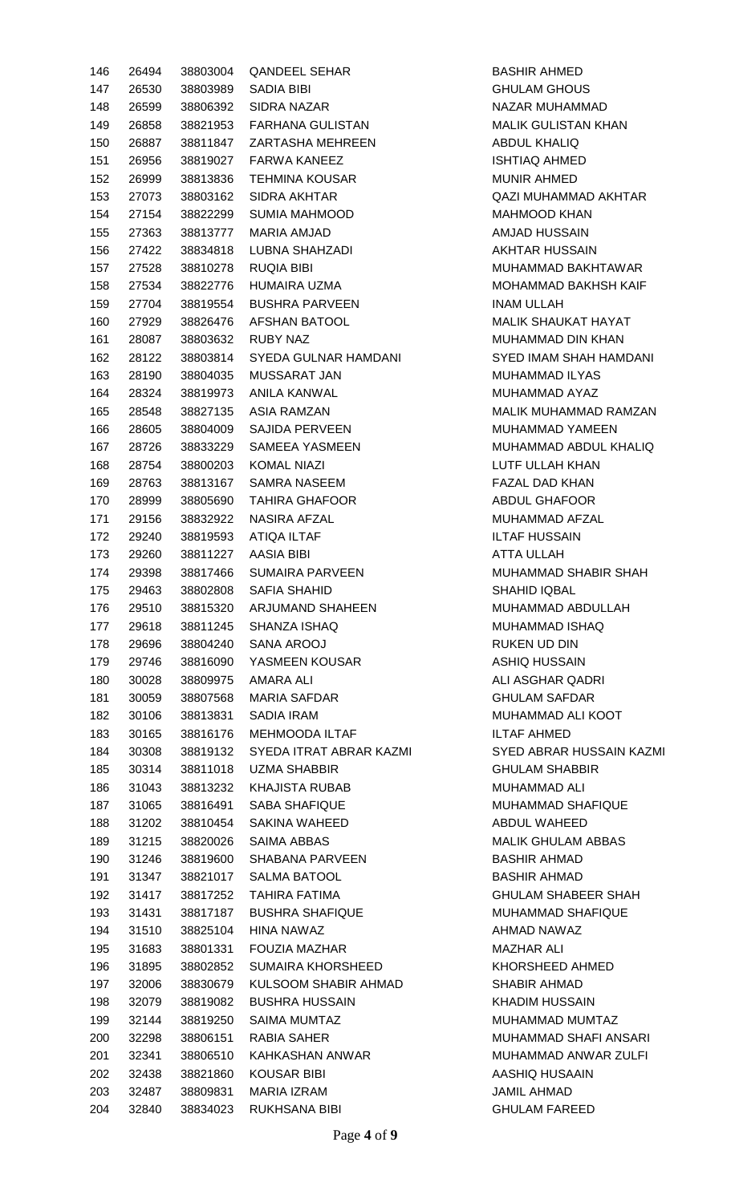| | | | | |
|---|---|---|---|---|
| 146 | 26494 | 38803004 | QANDEEL SEHAR | BASHIR AHMED |
| 147 | 26530 | 38803989 | SADIA BIBI | GHULAM GHOUS |
| 148 | 26599 | 38806392 | SIDRA NAZAR | NAZAR MUHAMMAD |
| 149 | 26858 | 38821953 | FARHANA GULISTAN | MALIK GULISTAN KHAN |
| 150 | 26887 | 38811847 | ZARTASHA MEHREEN | ABDUL KHALIQ |
| 151 | 26956 | 38819027 | FARWA KANEEZ | ISHTIAQ AHMED |
| 152 | 26999 | 38813836 | TEHMINA KOUSAR | MUNIR AHMED |
| 153 | 27073 | 38803162 | SIDRA AKHTAR | QAZI MUHAMMAD AKHTAR |
| 154 | 27154 | 38822299 | SUMIA MAHMOOD | MAHMOOD KHAN |
| 155 | 27363 | 38813777 | MARIA AMJAD | AMJAD HUSSAIN |
| 156 | 27422 | 38834818 | LUBNA SHAHZADI | AKHTAR HUSSAIN |
| 157 | 27528 | 38810278 | RUQIA BIBI | MUHAMMAD BAKHTAWAR |
| 158 | 27534 | 38822776 | HUMAIRA UZMA | MOHAMMAD BAKHSH KAIF |
| 159 | 27704 | 38819554 | BUSHRA PARVEEN | INAM ULLAH |
| 160 | 27929 | 38826476 | AFSHAN BATOOL | MALIK SHAUKAT HAYAT |
| 161 | 28087 | 38803632 | RUBY NAZ | MUHAMMAD DIN KHAN |
| 162 | 28122 | 38803814 | SYEDA GULNAR HAMDANI | SYED IMAM SHAH HAMDANI |
| 163 | 28190 | 38804035 | MUSSARAT JAN | MUHAMMAD ILYAS |
| 164 | 28324 | 38819973 | ANILA KANWAL | MUHAMMAD AYAZ |
| 165 | 28548 | 38827135 | ASIA RAMZAN | MALIK MUHAMMAD RAMZAN |
| 166 | 28605 | 38804009 | SAJIDA PERVEEN | MUHAMMAD YAMEEN |
| 167 | 28726 | 38833229 | SAMEEA YASMEEN | MUHAMMAD ABDUL KHALIQ |
| 168 | 28754 | 38800203 | KOMAL NIAZI | LUTF ULLAH KHAN |
| 169 | 28763 | 38813167 | SAMRA NASEEM | FAZAL DAD KHAN |
| 170 | 28999 | 38805690 | TAHIRA GHAFOOR | ABDUL GHAFOOR |
| 171 | 29156 | 38832922 | NASIRA AFZAL | MUHAMMAD AFZAL |
| 172 | 29240 | 38819593 | ATIQA ILTAF | ILTAF HUSSAIN |
| 173 | 29260 | 38811227 | AASIA BIBI | ATTA ULLAH |
| 174 | 29398 | 38817466 | SUMAIRA PARVEEN | MUHAMMAD SHABIR SHAH |
| 175 | 29463 | 38802808 | SAFIA SHAHID | SHAHID IQBAL |
| 176 | 29510 | 38815320 | ARJUMAND SHAHEEN | MUHAMMAD ABDULLAH |
| 177 | 29618 | 38811245 | SHANZA ISHAQ | MUHAMMAD ISHAQ |
| 178 | 29696 | 38804240 | SANA AROOJ | RUKEN UD DIN |
| 179 | 29746 | 38816090 | YASMEEN KOUSAR | ASHIQ HUSSAIN |
| 180 | 30028 | 38809975 | AMARA ALI | ALI ASGHAR QADRI |
| 181 | 30059 | 38807568 | MARIA SAFDAR | GHULAM SAFDAR |
| 182 | 30106 | 38813831 | SADIA IRAM | MUHAMMAD ALI KOOT |
| 183 | 30165 | 38816176 | MEHMOODA ILTAF | ILTAF AHMED |
| 184 | 30308 | 38819132 | SYEDA ITRAT ABRAR KAZMI | SYED ABRAR HUSSAIN KAZMI |
| 185 | 30314 | 38811018 | UZMA SHABBIR | GHULAM SHABBIR |
| 186 | 31043 | 38813232 | KHAJISTA RUBAB | MUHAMMAD ALI |
| 187 | 31065 | 38816491 | SABA SHAFIQUE | MUHAMMAD SHAFIQUE |
| 188 | 31202 | 38810454 | SAKINA WAHEED | ABDUL WAHEED |
| 189 | 31215 | 38820026 | SAIMA ABBAS | MALIK GHULAM ABBAS |
| 190 | 31246 | 38819600 | SHABANA PARVEEN | BASHIR AHMAD |
| 191 | 31347 | 38821017 | SALMA BATOOL | BASHIR AHMAD |
| 192 | 31417 | 38817252 | TAHIRA FATIMA | GHULAM SHABEER SHAH |
| 193 | 31431 | 38817187 | BUSHRA SHAFIQUE | MUHAMMAD SHAFIQUE |
| 194 | 31510 | 38825104 | HINA NAWAZ | AHMAD NAWAZ |
| 195 | 31683 | 38801331 | FOUZIA MAZHAR | MAZHAR ALI |
| 196 | 31895 | 38802852 | SUMAIRA KHORSHEED | KHORSHEED AHMED |
| 197 | 32006 | 38830679 | KULSOOM SHABIR AHMAD | SHABIR AHMAD |
| 198 | 32079 | 38819082 | BUSHRA HUSSAIN | KHADIM HUSSAIN |
| 199 | 32144 | 38819250 | SAIMA MUMTAZ | MUHAMMAD MUMTAZ |
| 200 | 32298 | 38806151 | RABIA SAHER | MUHAMMAD SHAFI ANSARI |
| 201 | 32341 | 38806510 | KAHKASHAN ANWAR | MUHAMMAD ANWAR ZULFI |
| 202 | 32438 | 38821860 | KOUSAR BIBI | AASHIQ HUSAAIN |
| 203 | 32487 | 38809831 | MARIA IZRAM | JAMIL AHMAD |
| 204 | 32840 | 38834023 | RUKHSANA BIBI | GHULAM FAREED |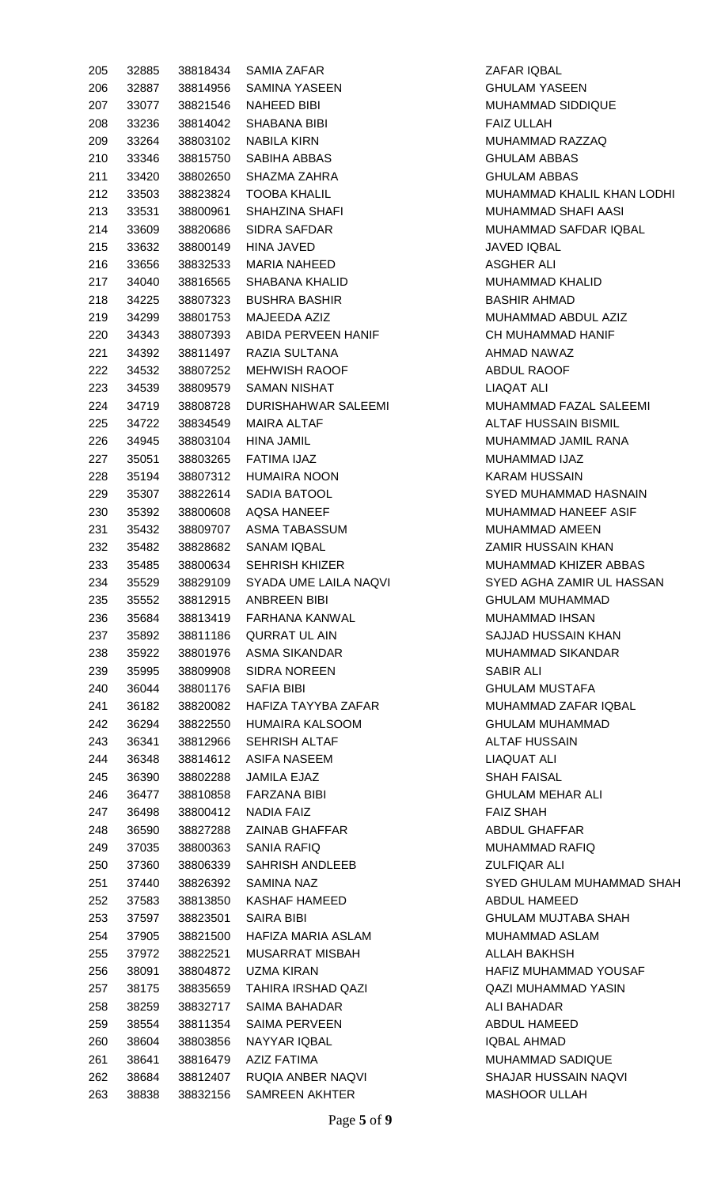| | | | | |
|---|---|---|---|---|
| 205 | 32885 | 38818434 | SAMIA ZAFAR | ZAFAR IQBAL |
| 206 | 32887 | 38814956 | SAMINA YASEEN | GHULAM YASEEN |
| 207 | 33077 | 38821546 | NAHEED BIBI | MUHAMMAD SIDDIQUE |
| 208 | 33236 | 38814042 | SHABANA BIBI | FAIZ ULLAH |
| 209 | 33264 | 38803102 | NABILA KIRN | MUHAMMAD RAZZAQ |
| 210 | 33346 | 38815750 | SABIHA ABBAS | GHULAM ABBAS |
| 211 | 33420 | 38802650 | SHAZMA ZAHRA | GHULAM ABBAS |
| 212 | 33503 | 38823824 | TOOBA KHALIL | MUHAMMAD KHALIL KHAN LODHI |
| 213 | 33531 | 38800961 | SHAHZINA SHAFI | MUHAMMAD SHAFI AASI |
| 214 | 33609 | 38820686 | SIDRA SAFDAR | MUHAMMAD SAFDAR IQBAL |
| 215 | 33632 | 38800149 | HINA JAVED | JAVED IQBAL |
| 216 | 33656 | 38832533 | MARIA NAHEED | ASGHER ALI |
| 217 | 34040 | 38816565 | SHABANA KHALID | MUHAMMAD KHALID |
| 218 | 34225 | 38807323 | BUSHRA BASHIR | BASHIR AHMAD |
| 219 | 34299 | 38801753 | MAJEEDA AZIZ | MUHAMMAD ABDUL AZIZ |
| 220 | 34343 | 38807393 | ABIDA PERVEEN HANIF | CH MUHAMMAD HANIF |
| 221 | 34392 | 38811497 | RAZIA SULTANA | AHMAD NAWAZ |
| 222 | 34532 | 38807252 | MEHWISH RAOOF | ABDUL RAOOF |
| 223 | 34539 | 38809579 | SAMAN NISHAT | LIAQAT ALI |
| 224 | 34719 | 38808728 | DURISHAHWAR SALEEMI | MUHAMMAD FAZAL SALEEMI |
| 225 | 34722 | 38834549 | MAIRA ALTAF | ALTAF HUSSAIN BISMIL |
| 226 | 34945 | 38803104 | HINA JAMIL | MUHAMMAD JAMIL RANA |
| 227 | 35051 | 38803265 | FATIMA IJAZ | MUHAMMAD IJAZ |
| 228 | 35194 | 38807312 | HUMAIRA NOON | KARAM HUSSAIN |
| 229 | 35307 | 38822614 | SADIA BATOOL | SYED MUHAMMAD HASNAIN |
| 230 | 35392 | 38800608 | AQSA HANEEF | MUHAMMAD HANEEF ASIF |
| 231 | 35432 | 38809707 | ASMA TABASSUM | MUHAMMAD AMEEN |
| 232 | 35482 | 38828682 | SANAM IQBAL | ZAMIR HUSSAIN KHAN |
| 233 | 35485 | 38800634 | SEHRISH KHIZER | MUHAMMAD KHIZER ABBAS |
| 234 | 35529 | 38829109 | SYADA UME LAILA NAQVI | SYED AGHA ZAMIR UL HASSAN |
| 235 | 35552 | 38812915 | ANBREEN BIBI | GHULAM MUHAMMAD |
| 236 | 35684 | 38813419 | FARHANA KANWAL | MUHAMMAD IHSAN |
| 237 | 35892 | 38811186 | QURRAT UL AIN | SAJJAD HUSSAIN KHAN |
| 238 | 35922 | 38801976 | ASMA SIKANDAR | MUHAMMAD SIKANDAR |
| 239 | 35995 | 38809908 | SIDRA NOREEN | SABIR ALI |
| 240 | 36044 | 38801176 | SAFIA BIBI | GHULAM MUSTAFA |
| 241 | 36182 | 38820082 | HAFIZA TAYYBA ZAFAR | MUHAMMAD ZAFAR IQBAL |
| 242 | 36294 | 38822550 | HUMAIRA KALSOOM | GHULAM MUHAMMAD |
| 243 | 36341 | 38812966 | SEHRISH ALTAF | ALTAF HUSSAIN |
| 244 | 36348 | 38814612 | ASIFA NASEEM | LIAQUAT ALI |
| 245 | 36390 | 38802288 | JAMILA EJAZ | SHAH FAISAL |
| 246 | 36477 | 38810858 | FARZANA BIBI | GHULAM MEHAR ALI |
| 247 | 36498 | 38800412 | NADIA FAIZ | FAIZ SHAH |
| 248 | 36590 | 38827288 | ZAINAB GHAFFAR | ABDUL GHAFFAR |
| 249 | 37035 | 38800363 | SANIA RAFIQ | MUHAMMAD RAFIQ |
| 250 | 37360 | 38806339 | SAHRISH ANDLEEB | ZULFIQAR ALI |
| 251 | 37440 | 38826392 | SAMINA NAZ | SYED GHULAM MUHAMMAD SHAH |
| 252 | 37583 | 38813850 | KASHAF HAMEED | ABDUL HAMEED |
| 253 | 37597 | 38823501 | SAIRA BIBI | GHULAM MUJTABA SHAH |
| 254 | 37905 | 38821500 | HAFIZA MARIA ASLAM | MUHAMMAD ASLAM |
| 255 | 37972 | 38822521 | MUSARRAT MISBAH | ALLAH BAKHSH |
| 256 | 38091 | 38804872 | UZMA KIRAN | HAFIZ MUHAMMAD YOUSAF |
| 257 | 38175 | 38835659 | TAHIRA IRSHAD QAZI | QAZI MUHAMMAD YASIN |
| 258 | 38259 | 38832717 | SAIMA BAHADAR | ALI BAHADAR |
| 259 | 38554 | 38811354 | SAIMA PERVEEN | ABDUL HAMEED |
| 260 | 38604 | 38803856 | NAYYAR IQBAL | IQBAL AHMAD |
| 261 | 38641 | 38816479 | AZIZ FATIMA | MUHAMMAD SADIQUE |
| 262 | 38684 | 38812407 | RUQIA ANBER NAQVI | SHAJAR HUSSAIN NAQVI |
| 263 | 38838 | 38832156 | SAMREEN AKHTER | MASHOOR ULLAH |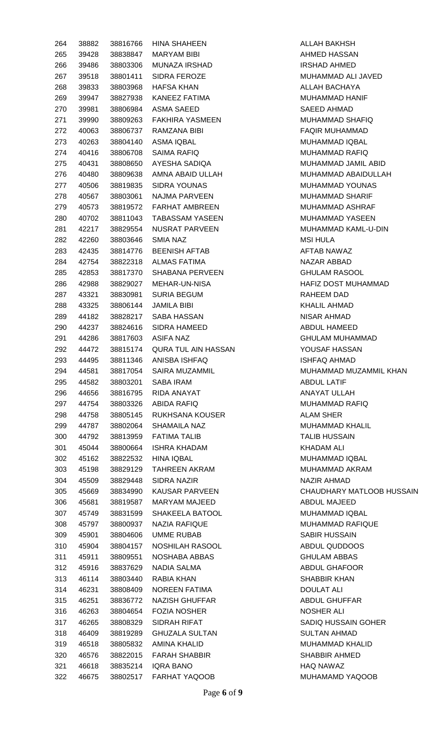| | | | | |
|---|---|---|---|---|
| 264 | 38882 | 38816766 | HINA SHAHEEN | ALLAH BAKHSH |
| 265 | 39428 | 38838847 | MARYAM BIBI | AHMED HASSAN |
| 266 | 39486 | 38803306 | MUNAZA IRSHAD | IRSHAD AHMED |
| 267 | 39518 | 38801411 | SIDRA FEROZE | MUHAMMAD ALI JAVED |
| 268 | 39833 | 38803968 | HAFSA KHAN | ALLAH BACHAYA |
| 269 | 39947 | 38827938 | KANEEZ FATIMA | MUHAMMAD HANIF |
| 270 | 39981 | 38806984 | ASMA SAEED | SAEED AHMAD |
| 271 | 39990 | 38809263 | FAKHIRA YASMEEN | MUHAMMAD SHAFIQ |
| 272 | 40063 | 38806737 | RAMZANA BIBI | FAQIR MUHAMMAD |
| 273 | 40263 | 38804140 | ASMA IQBAL | MUHAMMAD IQBAL |
| 274 | 40416 | 38806708 | SAIMA RAFIQ | MUHAMMAD RAFIQ |
| 275 | 40431 | 38808650 | AYESHA SADIQA | MUHAMMAD JAMIL ABID |
| 276 | 40480 | 38809638 | AMNA ABAID ULLAH | MUHAMMAD ABAIDULLAH |
| 277 | 40506 | 38819835 | SIDRA YOUNAS | MUHAMMAD YOUNAS |
| 278 | 40567 | 38803061 | NAJMA PARVEEN | MUHAMMAD SHARIF |
| 279 | 40573 | 38819572 | FARHAT AMBREEN | MUHAMMAD ASHRAF |
| 280 | 40702 | 38811043 | TABASSAM YASEEN | MUHAMMAD YASEEN |
| 281 | 42217 | 38829554 | NUSRAT PARVEEN | MUHAMMAD KAML-U-DIN |
| 282 | 42260 | 38803646 | SMIA NAZ | MSI HULA |
| 283 | 42435 | 38814776 | BEENISH AFTAB | AFTAB NAWAZ |
| 284 | 42754 | 38822318 | ALMAS FATIMA | NAZAR ABBAD |
| 285 | 42853 | 38817370 | SHABANA PERVEEN | GHULAM RASOOL |
| 286 | 42988 | 38829027 | MEHAR-UN-NISA | HAFIZ DOST MUHAMMAD |
| 287 | 43321 | 38830981 | SURIA BEGUM | RAHEEM DAD |
| 288 | 43325 | 38806144 | JAMILA BIBI | KHALIL AHMAD |
| 289 | 44182 | 38828217 | SABA HASSAN | NISAR AHMAD |
| 290 | 44237 | 38824616 | SIDRA HAMEED | ABDUL HAMEED |
| 291 | 44286 | 38817603 | ASIFA NAZ | GHULAM MUHAMMAD |
| 292 | 44472 | 38815174 | QURA TUL AIN HASSAN | YOUSAF HASSAN |
| 293 | 44495 | 38811346 | ANISBA ISHFAQ | ISHFAQ AHMAD |
| 294 | 44581 | 38817054 | SAIRA MUZAMMIL | MUHAMMAD MUZAMMIL KHAN |
| 295 | 44582 | 38803201 | SABA IRAM | ABDUL LATIF |
| 296 | 44656 | 38816795 | RIDA ANAYAT | ANAYAT ULLAH |
| 297 | 44754 | 38803326 | ABIDA RAFIQ | MUHAMMAD RAFIQ |
| 298 | 44758 | 38805145 | RUKHSANA KOUSER | ALAM SHER |
| 299 | 44787 | 38802064 | SHAMAILA NAZ | MUHAMMAD KHALIL |
| 300 | 44792 | 38813959 | FATIMA TALIB | TALIB HUSSAIN |
| 301 | 45044 | 38800664 | ISHRA KHADAM | KHADAM ALI |
| 302 | 45162 | 38822532 | HINA IQBAL | MUHAMMAD IQBAL |
| 303 | 45198 | 38829129 | TAHREEN AKRAM | MUHAMMAD AKRAM |
| 304 | 45509 | 38829448 | SIDRA NAZIR | NAZIR AHMAD |
| 305 | 45669 | 38834990 | KAUSAR PARVEEN | CHAUDHARY MATLOOB HUSSAIN |
| 306 | 45681 | 38819587 | MARYAM MAJEED | ABDUL MAJEED |
| 307 | 45749 | 38831599 | SHAKEELA BATOOL | MUHAMMAD IQBAL |
| 308 | 45797 | 38800937 | NAZIA RAFIQUE | MUHAMMAD RAFIQUE |
| 309 | 45901 | 38804606 | UMME RUBAB | SABIR HUSSAIN |
| 310 | 45904 | 38804157 | NOSHILAH RASOOL | ABDUL QUDDOOS |
| 311 | 45911 | 38809551 | NOSHABA ABBAS | GHULAM ABBAS |
| 312 | 45916 | 38837629 | NADIA SALMA | ABDUL GHAFOOR |
| 313 | 46114 | 38803440 | RABIA KHAN | SHABBIR KHAN |
| 314 | 46231 | 38808409 | NOREEN FATIMA | DOULAT ALI |
| 315 | 46251 | 38836772 | NAZISH GHUFFAR | ABDUL GHUFFAR |
| 316 | 46263 | 38804654 | FOZIA NOSHER | NOSHER ALI |
| 317 | 46265 | 38808329 | SIDRAH RIFAT | SADIQ HUSSAIN GOHER |
| 318 | 46409 | 38819289 | GHUZALA SULTAN | SULTAN AHMAD |
| 319 | 46518 | 38805832 | AMINA KHALID | MUHAMMAD KHALID |
| 320 | 46576 | 38822015 | FARAH SHABBIR | SHABBIR AHMED |
| 321 | 46618 | 38835214 | IQRA BANO | HAQ NAWAZ |
| 322 | 46675 | 38802517 | FARHAT YAQOOB | MUHAMAMD YAQOOB |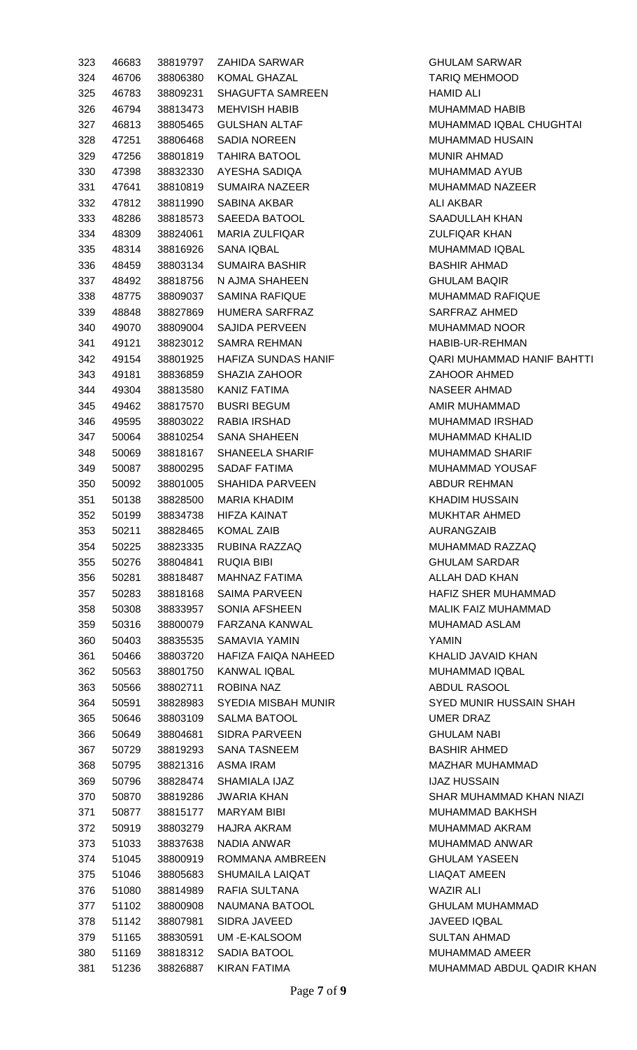| | | | | |
|---|---|---|---|---|
| 323 | 46683 | 38819797 | ZAHIDA SARWAR | GHULAM SARWAR |
| 324 | 46706 | 38806380 | KOMAL GHAZAL | TARIQ MEHMOOD |
| 325 | 46783 | 38809231 | SHAGUFTA SAMREEN | HAMID ALI |
| 326 | 46794 | 38813473 | MEHVISH HABIB | MUHAMMAD HABIB |
| 327 | 46813 | 38805465 | GULSHAN ALTAF | MUHAMMAD IQBAL CHUGHTAI |
| 328 | 47251 | 38806468 | SADIA NOREEN | MUHAMMAD HUSAIN |
| 329 | 47256 | 38801819 | TAHIRA BATOOL | MUNIR AHMAD |
| 330 | 47398 | 38832330 | AYESHA SADIQA | MUHAMMAD AYUB |
| 331 | 47641 | 38810819 | SUMAIRA NAZEER | MUHAMMAD NAZEER |
| 332 | 47812 | 38811990 | SABINA AKBAR | ALI AKBAR |
| 333 | 48286 | 38818573 | SAEEDA BATOOL | SAADULLAH KHAN |
| 334 | 48309 | 38824061 | MARIA ZULFIQAR | ZULFIQAR KHAN |
| 335 | 48314 | 38816926 | SANA IQBAL | MUHAMMAD IQBAL |
| 336 | 48459 | 38803134 | SUMAIRA BASHIR | BASHIR AHMAD |
| 337 | 48492 | 38818756 | N AJMA SHAHEEN | GHULAM BAQIR |
| 338 | 48775 | 38809037 | SAMINA RAFIQUE | MUHAMMAD RAFIQUE |
| 339 | 48848 | 38827869 | HUMERA SARFRAZ | SARFRAZ AHMED |
| 340 | 49070 | 38809004 | SAJIDA PERVEEN | MUHAMMAD NOOR |
| 341 | 49121 | 38823012 | SAMRA REHMAN | HABIB-UR-REHMAN |
| 342 | 49154 | 38801925 | HAFIZA SUNDAS HANIF | QARI MUHAMMAD HANIF BAHTTI |
| 343 | 49181 | 38836859 | SHAZIA ZAHOOR | ZAHOOR AHMED |
| 344 | 49304 | 38813580 | KANIZ FATIMA | NASEER AHMAD |
| 345 | 49462 | 38817570 | BUSRI BEGUM | AMIR MUHAMMAD |
| 346 | 49595 | 38803022 | RABIA IRSHAD | MUHAMMAD IRSHAD |
| 347 | 50064 | 38810254 | SANA SHAHEEN | MUHAMMAD KHALID |
| 348 | 50069 | 38818167 | SHANEELA SHARIF | MUHAMMAD SHARIF |
| 349 | 50087 | 38800295 | SADAF FATIMA | MUHAMMAD YOUSAF |
| 350 | 50092 | 38801005 | SHAHIDA PARVEEN | ABDUR REHMAN |
| 351 | 50138 | 38828500 | MARIA KHADIM | KHADIM HUSSAIN |
| 352 | 50199 | 38834738 | HIFZA KAINAT | MUKHTAR AHMED |
| 353 | 50211 | 38828465 | KOMAL ZAIB | AURANGZAIB |
| 354 | 50225 | 38823335 | RUBINA RAZZAQ | MUHAMMAD RAZZAQ |
| 355 | 50276 | 38804841 | RUQIA BIBI | GHULAM SARDAR |
| 356 | 50281 | 38818487 | MAHNAZ FATIMA | ALLAH DAD KHAN |
| 357 | 50283 | 38818168 | SAIMA PARVEEN | HAFIZ SHER MUHAMMAD |
| 358 | 50308 | 38833957 | SONIA AFSHEEN | MALIK FAIZ MUHAMMAD |
| 359 | 50316 | 38800079 | FARZANA KANWAL | MUHAMAD ASLAM |
| 360 | 50403 | 38835535 | SAMAVIA YAMIN | YAMIN |
| 361 | 50466 | 38803720 | HAFIZA FAIQA NAHEED | KHALID JAVAID KHAN |
| 362 | 50563 | 38801750 | KANWAL IQBAL | MUHAMMAD IQBAL |
| 363 | 50566 | 38802711 | ROBINA NAZ | ABDUL RASOOL |
| 364 | 50591 | 38828983 | SYEDIA MISBAH MUNIR | SYED MUNIR HUSSAIN SHAH |
| 365 | 50646 | 38803109 | SALMA BATOOL | UMER DRAZ |
| 366 | 50649 | 38804681 | SIDRA PARVEEN | GHULAM NABI |
| 367 | 50729 | 38819293 | SANA TASNEEM | BASHIR AHMED |
| 368 | 50795 | 38821316 | ASMA IRAM | MAZHAR MUHAMMAD |
| 369 | 50796 | 38828474 | SHAMIALA IJAZ | IJAZ HUSSAIN |
| 370 | 50870 | 38819286 | JWARIA KHAN | SHAR MUHAMMAD KHAN NIAZI |
| 371 | 50877 | 38815177 | MARYAM BIBI | MUHAMMAD BAKHSH |
| 372 | 50919 | 38803279 | HAJRA AKRAM | MUHAMMAD AKRAM |
| 373 | 51033 | 38837638 | NADIA ANWAR | MUHAMMAD ANWAR |
| 374 | 51045 | 38800919 | ROMMANA AMBREEN | GHULAM YASEEN |
| 375 | 51046 | 38805683 | SHUMAILA LAIQAT | LIAQAT AMEEN |
| 376 | 51080 | 38814989 | RAFIA SULTANA | WAZIR ALI |
| 377 | 51102 | 38800908 | NAUMANA BATOOL | GHULAM MUHAMMAD |
| 378 | 51142 | 38807981 | SIDRA JAVEED | JAVEED IQBAL |
| 379 | 51165 | 38830591 | UM -E-KALSOOM | SULTAN AHMAD |
| 380 | 51169 | 38818312 | SADIA BATOOL | MUHAMMAD AMEER |
| 381 | 51236 | 38826887 | KIRAN FATIMA | MUHAMMAD ABDUL QADIR KHAN |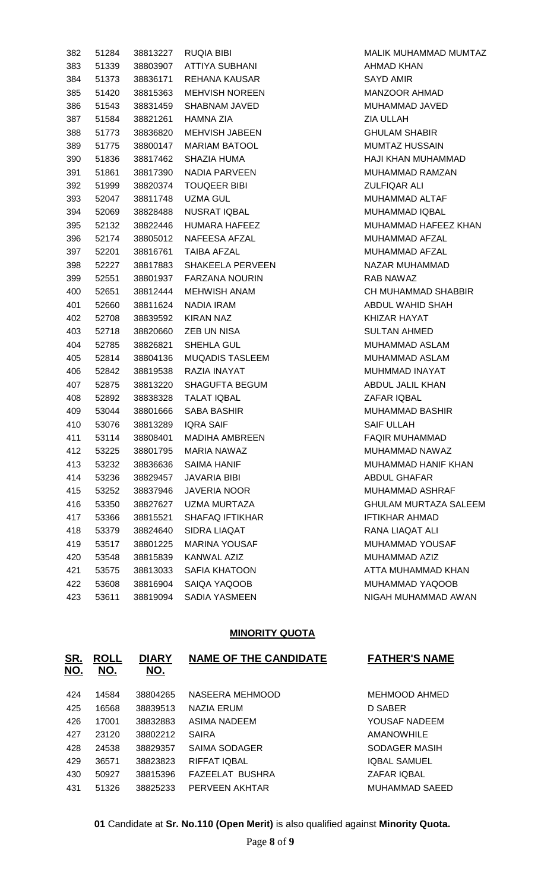| | | | | |
|---|---|---|---|---|
| 382 | 51284 | 38813227 | RUQIA BIBI | MALIK MUHAMMAD MUMTAZ |
| 383 | 51339 | 38803907 | ATTIYA SUBHANI | AHMAD KHAN |
| 384 | 51373 | 38836171 | REHANA KAUSAR | SAYD AMIR |
| 385 | 51420 | 38815363 | MEHVISH NOREEN | MANZOOR AHMAD |
| 386 | 51543 | 38831459 | SHABNAM JAVED | MUHAMMAD JAVED |
| 387 | 51584 | 38821261 | HAMNA ZIA | ZIA ULLAH |
| 388 | 51773 | 38836820 | MEHVISH JABEEN | GHULAM SHABIR |
| 389 | 51775 | 38800147 | MARIAM BATOOL | MUMTAZ HUSSAIN |
| 390 | 51836 | 38817462 | SHAZIA HUMA | HAJI KHAN MUHAMMAD |
| 391 | 51861 | 38817390 | NADIA PARVEEN | MUHAMMAD RAMZAN |
| 392 | 51999 | 38820374 | TOUQEER BIBI | ZULFIQAR ALI |
| 393 | 52047 | 38811748 | UZMA GUL | MUHAMMAD ALTAF |
| 394 | 52069 | 38828488 | NUSRAT IQBAL | MUHAMMAD IQBAL |
| 395 | 52132 | 38822446 | HUMARA HAFEEZ | MUHAMMAD HAFEEZ KHAN |
| 396 | 52174 | 38805012 | NAFEESA AFZAL | MUHAMMAD AFZAL |
| 397 | 52201 | 38816761 | TAIBA AFZAL | MUHAMMAD AFZAL |
| 398 | 52227 | 38817883 | SHAKEELA PERVEEN | NAZAR MUHAMMAD |
| 399 | 52551 | 38801937 | FARZANA NOURIN | RAB NAWAZ |
| 400 | 52651 | 38812444 | MEHWISH ANAM | CH MUHAMMAD SHABBIR |
| 401 | 52660 | 38811624 | NADIA IRAM | ABDUL WAHID SHAH |
| 402 | 52708 | 38839592 | KIRAN NAZ | KHIZAR HAYAT |
| 403 | 52718 | 38820660 | ZEB UN NISA | SULTAN AHMED |
| 404 | 52785 | 38826821 | SHEHLA GUL | MUHAMMAD ASLAM |
| 405 | 52814 | 38804136 | MUQADIS TASLEEM | MUHAMMAD ASLAM |
| 406 | 52842 | 38819538 | RAZIA INAYAT | MUHMMAD INAYAT |
| 407 | 52875 | 38813220 | SHAGUFTA BEGUM | ABDUL JALIL KHAN |
| 408 | 52892 | 38838328 | TALAT IQBAL | ZAFAR IQBAL |
| 409 | 53044 | 38801666 | SABA BASHIR | MUHAMMAD BASHIR |
| 410 | 53076 | 38813289 | IQRA SAIF | SAIF ULLAH |
| 411 | 53114 | 38808401 | MADIHA AMBREEN | FAQIR MUHAMMAD |
| 412 | 53225 | 38801795 | MARIA NAWAZ | MUHAMMAD NAWAZ |
| 413 | 53232 | 38836636 | SAIMA HANIF | MUHAMMAD HANIF KHAN |
| 414 | 53236 | 38829457 | JAVARIA BIBI | ABDUL GHAFAR |
| 415 | 53252 | 38837946 | JAVERIA NOOR | MUHAMMAD ASHRAF |
| 416 | 53350 | 38827627 | UZMA MURTAZA | GHULAM MURTAZA SALEEM |
| 417 | 53366 | 38815521 | SHAFAQ IFTIKHAR | IFTIKHAR AHMAD |
| 418 | 53379 | 38824640 | SIDRA LIAQAT | RANA LIAQAT ALI |
| 419 | 53517 | 38801225 | MARINA YOUSAF | MUHAMMAD YOUSAF |
| 420 | 53548 | 38815839 | KANWAL AZIZ | MUHAMMAD AZIZ |
| 421 | 53575 | 38813033 | SAFIA KHATOON | ATTA MUHAMMAD KHAN |
| 422 | 53608 | 38816904 | SAIQA YAQOOB | MUHAMMAD YAQOOB |
| 423 | 53611 | 38819094 | SADIA YASMEEN | NIGAH MUHAMMAD AWAN |

## MINORITY QUOTA

| SR. NO. | ROLL NO. | DIARY NO. | NAME OF THE CANDIDATE | FATHER'S NAME |
|---|---|---|---|---|
| 424 | 14584 | 38804265 | NASEERA MEHMOOD | MEHMOOD AHMED |
| 425 | 16568 | 38839513 | NAZIA ERUM | D SABER |
| 426 | 17001 | 38832883 | ASIMA NADEEM | YOUSAF NADEEM |
| 427 | 23120 | 38802212 | SAIRA | AMANOWHILE |
| 428 | 24538 | 38829357 | SAIMA SODAGER | SODAGER MASIH |
| 429 | 36571 | 38823823 | RIFFAT IQBAL | IQBAL SAMUEL |
| 430 | 50927 | 38815396 | FAZEELAT BUSHRA | ZAFAR IQBAL |
| 431 | 51326 | 38825233 | PERVEEN AKHTAR | MUHAMMAD SAEED |

**01** Candidate at **Sr. No.110 (Open Merit)** is also qualified against **Minority Quota.**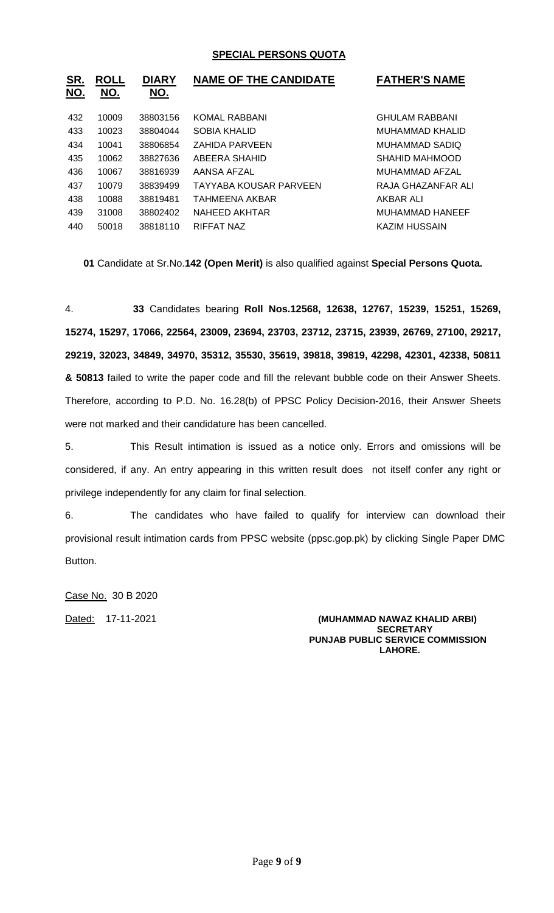**SPECIAL PERSONS QUOTA**

| SR. NO. | ROLL NO. | DIARY NO. | NAME OF THE CANDIDATE | FATHER'S NAME |
|---|---|---|---|---|
| 432 | 10009 | 38803156 | KOMAL RABBANI | GHULAM RABBANI |
| 433 | 10023 | 38804044 | SOBIA KHALID | MUHAMMAD KHALID |
| 434 | 10041 | 38806854 | ZAHIDA PARVEEN | MUHAMMAD SADIQ |
| 435 | 10062 | 38827636 | ABEERA SHAHID | SHAHID MAHMOOD |
| 436 | 10067 | 38816939 | AANSA AFZAL | MUHAMMAD AFZAL |
| 437 | 10079 | 38839499 | TAYYABA KOUSAR PARVEEN | RAJA GHAZANFAR ALI |
| 438 | 10088 | 38819481 | TAHMEENA AKBAR | AKBAR ALI |
| 439 | 31008 | 38802402 | NAHEED AKHTAR | MUHAMMAD HANEEF |
| 440 | 50018 | 38818110 | RIFFAT NAZ | KAZIM HUSSAIN |

**01** Candidate at Sr.No.**142 (Open Merit)** is also qualified against **Special Persons Quota.**

4. **33** Candidates bearing **Roll Nos.12568, 12638, 12767, 15239, 15251, 15269, 15274, 15297, 17066, 22564, 23009, 23694, 23703, 23712, 23715, 23939, 26769, 27100, 29217, 29219, 32023, 34849, 34970, 35312, 35530, 35619, 39818, 39819, 42298, 42301, 42338, 50811 & 50813** failed to write the paper code and fill the relevant bubble code on their Answer Sheets. Therefore, according to P.D. No. 16.28(b) of PPSC Policy Decision-2016, their Answer Sheets were not marked and their candidature has been cancelled.

5. This Result intimation is issued as a notice only. Errors and omissions will be considered, if any. An entry appearing in this written result does not itself confer any right or privilege independently for any claim for final selection.

6. The candidates who have failed to qualify for interview can download their provisional result intimation cards from PPSC website (ppsc.gop.pk) by clicking Single Paper DMC Button.

Case No. 30 B 2020

Dated: 17-11-2021

**(MUHAMMAD NAWAZ KHALID ARBI)**
**SECRETARY**
**PUNJAB PUBLIC SERVICE COMMISSION**
**LAHORE.**